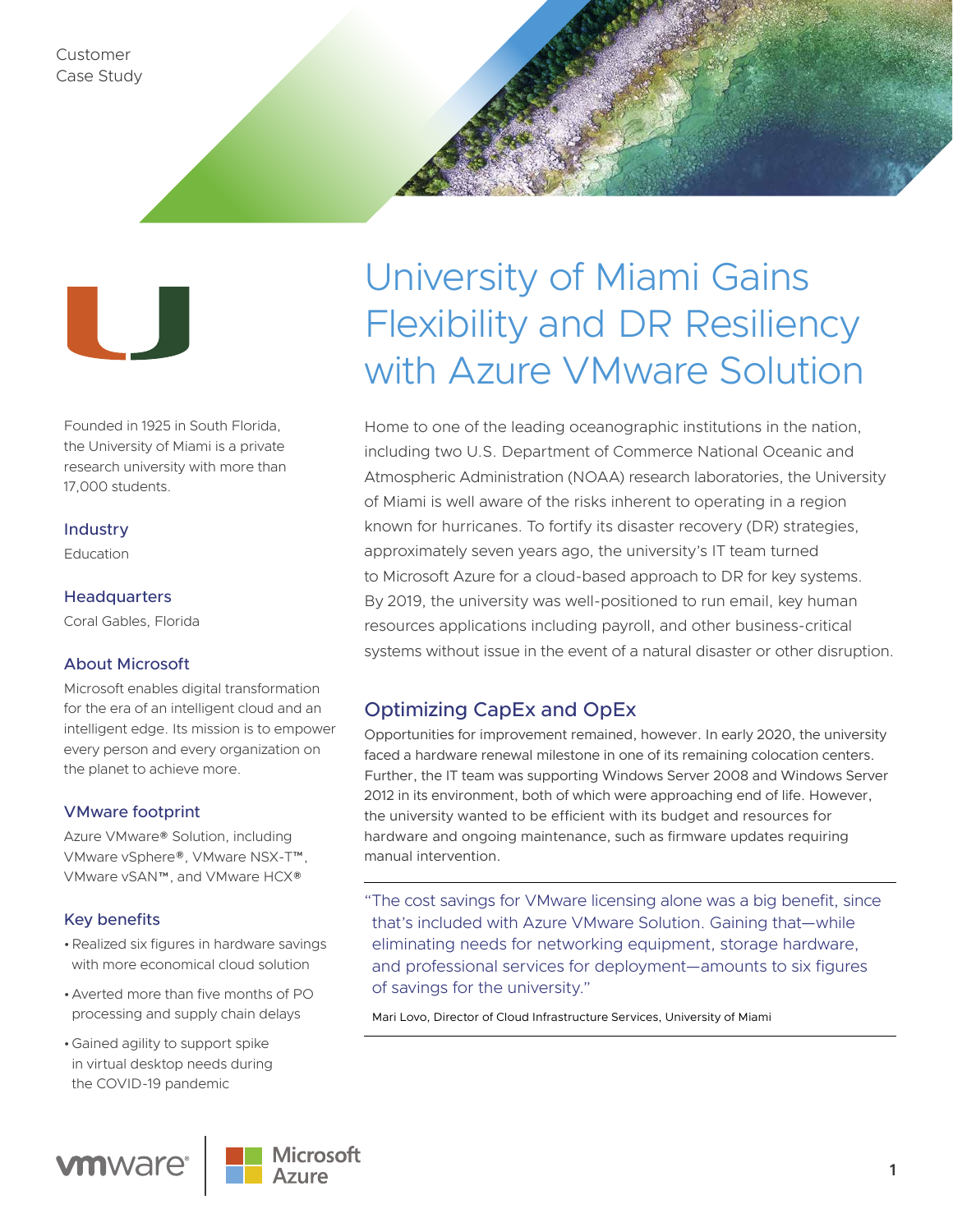Customer Case Study

# University of Miami Gains Flexibility and DR Resiliency with Azure VMware Solution

Founded in 1925 in South Florida, the University of Miami is a private research university with more than 17,000 students.

### Industry

Education

### Headquarters

Coral Gables, Florida

### About Microsoft

Microsoft enables digital transformation for the era of an intelligent cloud and an intelligent edge. Its mission is to empower every person and every organization on the planet to achieve more.

### VMware footprint

Azure VMware® Solution, including VMware vSphere®, VMware NSX-T™, VMware vSAN™, and VMware HCX®

### Key benefits

- Realized six figures in hardware savings with more economical cloud solution
- Averted more than five months of PO processing and supply chain delays
- Gained agility to support spike in virtual desktop needs during the COVID-19 pandemic

Home to one of the leading oceanographic institutions in the nation, including two U.S. Department of Commerce National Oceanic and Atmospheric Administration (NOAA) research laboratories, the University of Miami is well aware of the risks inherent to operating in a region known for hurricanes. To fortify its disaster recovery (DR) strategies, approximately seven years ago, the university's IT team turned to Microsoft Azure for a cloud-based approach to DR for key systems. By 2019, the university was well-positioned to run email, key human resources applications including payroll, and other business-critical systems without issue in the event of a natural disaster or other disruption.

## Optimizing CapEx and OpEx

Opportunities for improvement remained, however. In early 2020, the university faced a hardware renewal milestone in one of its remaining colocation centers. Further, the IT team was supporting Windows Server 2008 and Windows Server 2012 in its environment, both of which were approaching end of life. However, the university wanted to be efficient with its budget and resources for hardware and ongoing maintenance, such as firmware updates requiring manual intervention.

> "The cost savings for VMware licensing alone was a big benefit, since that's included with Azure VMware Solution. Gaining that—while eliminating needs for networking equipment, storage hardware, and professional services for deployment—amounts to six figures of savings for the university."
>
> Mari Lovo, Director of Cloud Infrastructure Services, University of Miami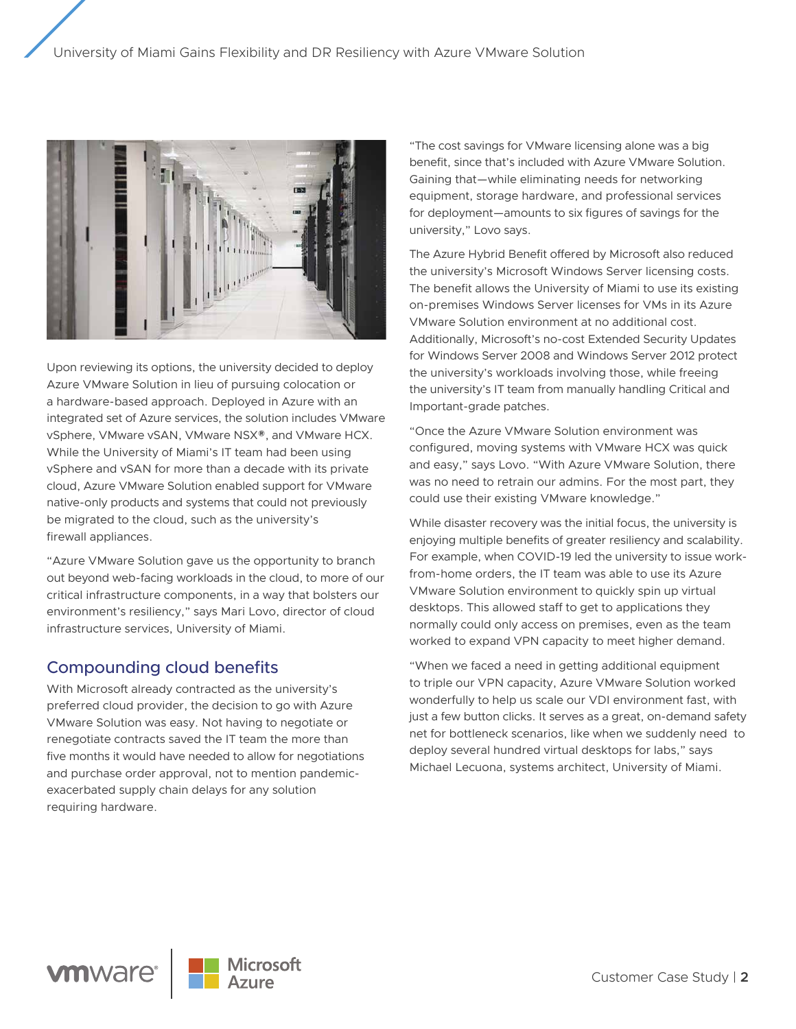Upon reviewing its options, the university decided to deploy Azure VMware Solution in lieu of pursuing colocation or a hardware-based approach. Deployed in Azure with an integrated set of Azure services, the solution includes VMware vSphere, VMware vSAN, VMware NSX®, and VMware HCX. While the University of Miami's IT team had been using vSphere and vSAN for more than a decade with its private cloud, Azure VMware Solution enabled support for VMware native-only products and systems that could not previously be migrated to the cloud, such as the university's firewall appliances.

"Azure VMware Solution gave us the opportunity to branch out beyond web-facing workloads in the cloud, to more of our critical infrastructure components, in a way that bolsters our environment's resiliency," says Mari Lovo, director of cloud infrastructure services, University of Miami.

## Compounding cloud benefits

With Microsoft already contracted as the university's preferred cloud provider, the decision to go with Azure VMware Solution was easy. Not having to negotiate or renegotiate contracts saved the IT team the more than five months it would have needed to allow for negotiations and purchase order approval, not to mention pandemic-exacerbated supply chain delays for any solution requiring hardware.

"The cost savings for VMware licensing alone was a big benefit, since that's included with Azure VMware Solution. Gaining that—while eliminating needs for networking equipment, storage hardware, and professional services for deployment—amounts to six figures of savings for the university," Lovo says.

The Azure Hybrid Benefit offered by Microsoft also reduced the university's Microsoft Windows Server licensing costs. The benefit allows the University of Miami to use its existing on-premises Windows Server licenses for VMs in its Azure VMware Solution environment at no additional cost. Additionally, Microsoft's no-cost Extended Security Updates for Windows Server 2008 and Windows Server 2012 protect the university's workloads involving those, while freeing the university's IT team from manually handling Critical and Important-grade patches.

"Once the Azure VMware Solution environment was configured, moving systems with VMware HCX was quick and easy," says Lovo. "With Azure VMware Solution, there was no need to retrain our admins. For the most part, they could use their existing VMware knowledge."

While disaster recovery was the initial focus, the university is enjoying multiple benefits of greater resiliency and scalability. For example, when COVID-19 led the university to issue work-from-home orders, the IT team was able to use its Azure VMware Solution environment to quickly spin up virtual desktops. This allowed staff to get to applications they normally could only access on premises, even as the team worked to expand VPN capacity to meet higher demand.

"When we faced a need in getting additional equipment to triple our VPN capacity, Azure VMware Solution worked wonderfully to help us scale our VDI environment fast, with just a few button clicks. It serves as a great, on-demand safety net for bottleneck scenarios, like when we suddenly need to deploy several hundred virtual desktops for labs," says Michael Lecuona, systems architect, University of Miami.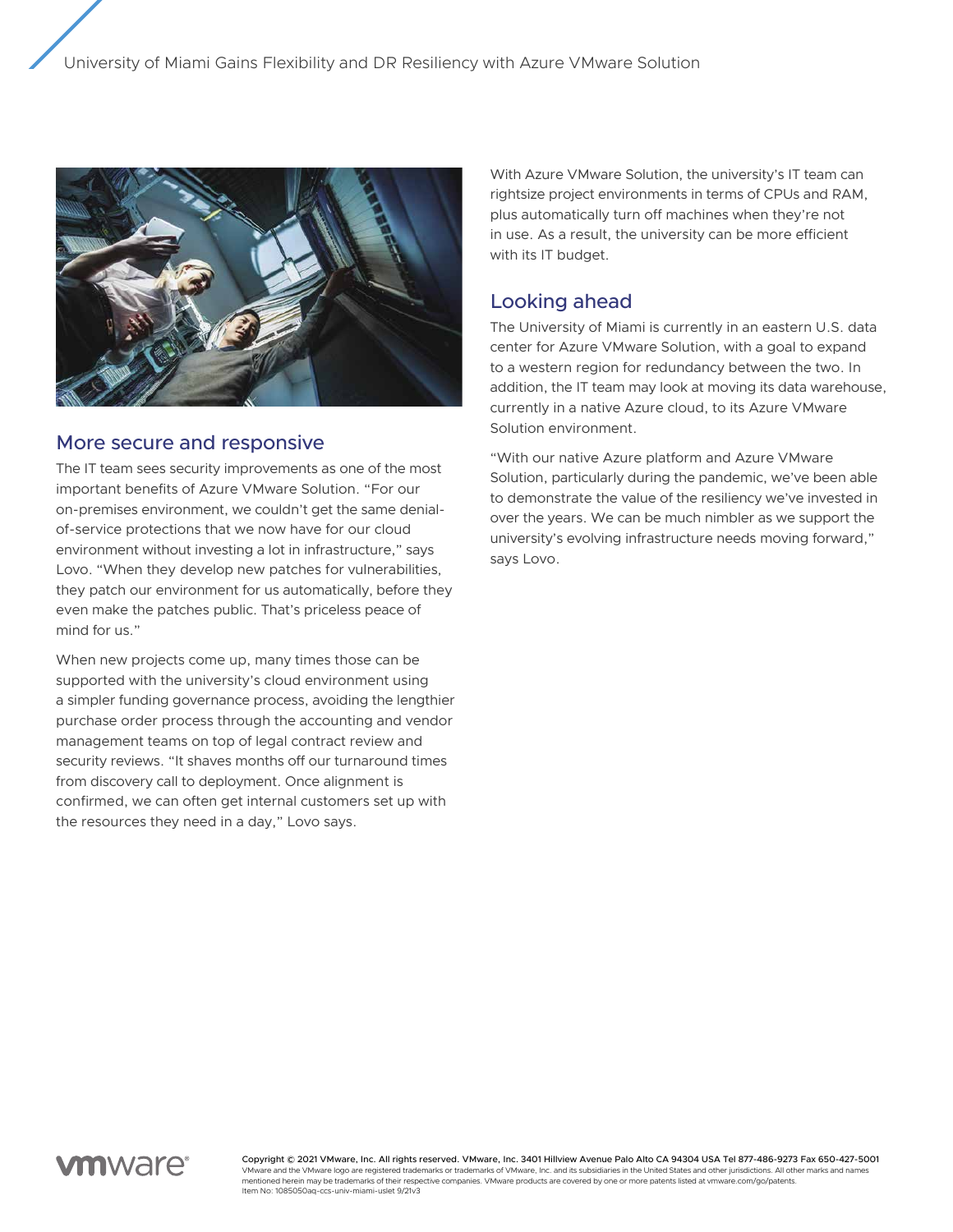## More secure and responsive

The IT team sees security improvements as one of the most important benefits of Azure VMware Solution. "For our on-premises environment, we couldn't get the same denial-of-service protections that we now have for our cloud environment without investing a lot in infrastructure," says Lovo. "When they develop new patches for vulnerabilities, they patch our environment for us automatically, before they even make the patches public. That's priceless peace of mind for us."

When new projects come up, many times those can be supported with the university's cloud environment using a simpler funding governance process, avoiding the lengthier purchase order process through the accounting and vendor management teams on top of legal contract review and security reviews. "It shaves months off our turnaround times from discovery call to deployment. Once alignment is confirmed, we can often get internal customers set up with the resources they need in a day," Lovo says.

With Azure VMware Solution, the university's IT team can rightsize project environments in terms of CPUs and RAM, plus automatically turn off machines when they're not in use. As a result, the university can be more efficient with its IT budget.

## Looking ahead

The University of Miami is currently in an eastern U.S. data center for Azure VMware Solution, with a goal to expand to a western region for redundancy between the two. In addition, the IT team may look at moving its data warehouse, currently in a native Azure cloud, to its Azure VMware Solution environment.

"With our native Azure platform and Azure VMware Solution, particularly during the pandemic, we've been able to demonstrate the value of the resiliency we've invested in over the years. We can be much nimbler as we support the university's evolving infrastructure needs moving forward," says Lovo.

vmware®

Copyright © 2021 VMware, Inc. All rights reserved. VMware, Inc. 3401 Hillview Avenue Palo Alto CA 94304 USA Tel 877-486-9273 Fax 650-427-5001
VMware and the VMware logo are registered trademarks or trademarks of VMware, Inc. and its subsidiaries in the United States and other jurisdictions. All other marks and names mentioned herein may be trademarks of their respective companies. VMware products are covered by one or more patents listed at vmware.com/go/patents.
Item No: 1085050aq-ccs-univ-miami-uslet 9/21v3